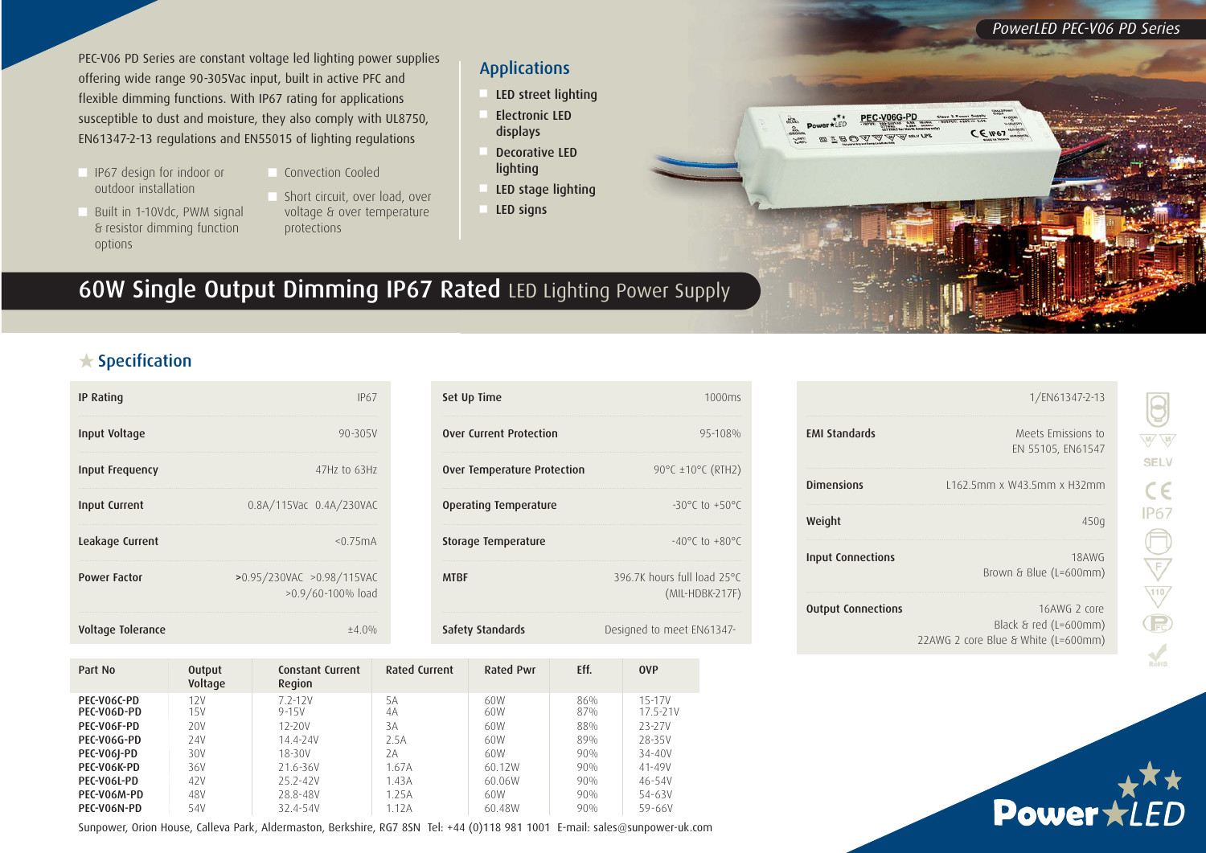*PowerLED PEC-V06 PD Series*

PEC-V06 PD Series are constant voltage led lighting power supplies offering wide range 90-305Vac input, built in active PFC and flexible dimming functions. With IP67 rating for applications susceptible to dust and moisture, they also comply with UL8750, EN61347-2-13 regulations and EN55015 of lighting regulations

- IP67 design for indoor or outdoor installation
- Built in 1-10Vdc, PWM signal & resistor dimming function options
- Convection Cooled
- Short circuit, over load, over voltage & over temperature protections

## Applications

- LED street lighting
- Electronic LED displays
- Decorative LED lighting
- LED stage lighting
- LED signs

# 60W Single Output Dimming IP67 Rated LED Lighting Power Supply

## ★ Specification

| | |
|---|---|
| **IP Rating** | IP67 |
| **Input Voltage** | 90-305V |
| **Input Frequency** | 47Hz to 63Hz |
| **Input Current** | 0.8A/115Vac 0.4A/230VAC |
| **Leakage Current** | <0.75mA |
| **Power Factor** | >0.95/230VAC >0.98/115VAC >0.9/60-100% load |
| **Voltage Tolerance** | ±4.0% |
| **Set Up Time** | 1000ms |
| **Over Current Protection** | 95-108% |
| **Over Temperature Protection** | 90°C ±10°C (RTH2) |
| **Operating Temperature** | -30°C to +50°C |
| **Storage Temperature** | -40°C to +80°C |
| **MTBF** | 396.7K hours full load 25°C (MIL-HDBK-217F) |
| **Safety Standards** | Designed to meet EN61347-1/EN61347-2-13 |
| **EMI Standards** | Meets Emissions to EN 55105, EN61547 |
| **Dimensions** | L162.5mm x W43.5mm x H32mm |
| **Weight** | 450g |
| **Input Connections** | 18AWG Brown & Blue (L=600mm) |
| **Output Connections** | 16AWG 2 core Black & red (L=600mm) 22AWG 2 core Blue & White (L=600mm) |

| Part No | Output Voltage | Constant Current Region | Rated Current | Rated Pwr | Eff. | OVP |
|---|---|---|---|---|---|---|
| PEC-V06C-PD | 12V | 7.2-12V | 5A | 60W | 86% | 15-17V |
| PEC-V06D-PD | 15V | 9-15V | 4A | 60W | 87% | 17.5-21V |
| PEC-V06F-PD | 20V | 12-20V | 3A | 60W | 88% | 23-27V |
| PEC-V06G-PD | 24V | 14.4-24V | 2.5A | 60W | 89% | 28-35V |
| PEC-V06J-PD | 30V | 18-30V | 2A | 60W | 90% | 34-40V |
| PEC-V06K-PD | 36V | 21.6-36V | 1.67A | 60.12W | 90% | 41-49V |
| PEC-V06L-PD | 42V | 25.2-42V | 1.43A | 60.06W | 90% | 46-54V |
| PEC-V06M-PD | 48V | 28.8-48V | 1.25A | 60W | 90% | 54-63V |
| PEC-V06N-PD | 54V | 32.4-54V | 1.12A | 60.48W | 90% | 59-66V |

Sunpower, Orion House, Calleva Park, Aldermaston, Berkshire, RG7 8SN Tel: +44 (0)118 981 1001 E-mail: sales@sunpower-uk.com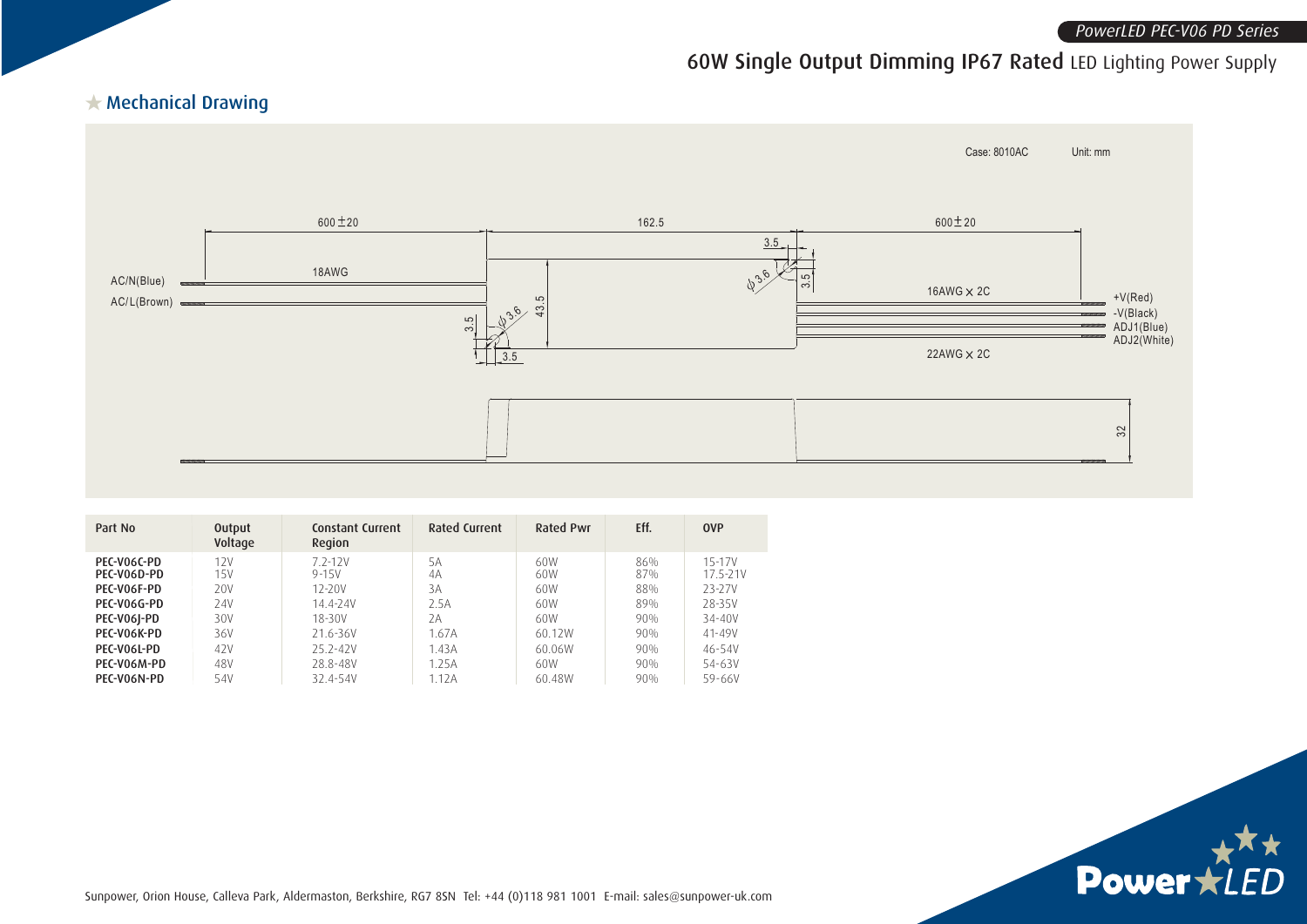## Mechanical Drawing

Case: 8010AC Unit: mm

600±20
162.5
600±20
3.5
18AWG
ϕ3.6
3.5
16AWG×2C
AC/N(Blue)
AC/L(Brown)
43.5
ϕ3.6
3.5
3.5
+V(Red)
-V(Black)
ADJ1(Blue)
ADJ2(White)
22AWG×2C
32

| Part No | Output Voltage | Constant Current Region | Rated Current | Rated Pwr | Eff. | OVP |
|---|---|---|---|---|---|---|
| PEC-V06C-PD | 12V | 7.2-12V | 5A | 60W | 86% | 15-17V |
| PEC-V06D-PD | 15V | 9-15V | 4A | 60W | 87% | 17.5-21V |
| PEC-V06F-PD | 20V | 12-20V | 3A | 60W | 88% | 23-27V |
| PEC-V06G-PD | 24V | 14.4-24V | 2.5A | 60W | 89% | 28-35V |
| PEC-V06J-PD | 30V | 18-30V | 2A | 60W | 90% | 34-40V |
| PEC-V06K-PD | 36V | 21.6-36V | 1.67A | 60.12W | 90% | 41-49V |
| PEC-V06L-PD | 42V | 25.2-42V | 1.43A | 60.06W | 90% | 46-54V |
| PEC-V06M-PD | 48V | 28.8-48V | 1.25A | 60W | 90% | 54-63V |
| PEC-V06N-PD | 54V | 32.4-54V | 1.12A | 60.48W | 90% | 59-66V |